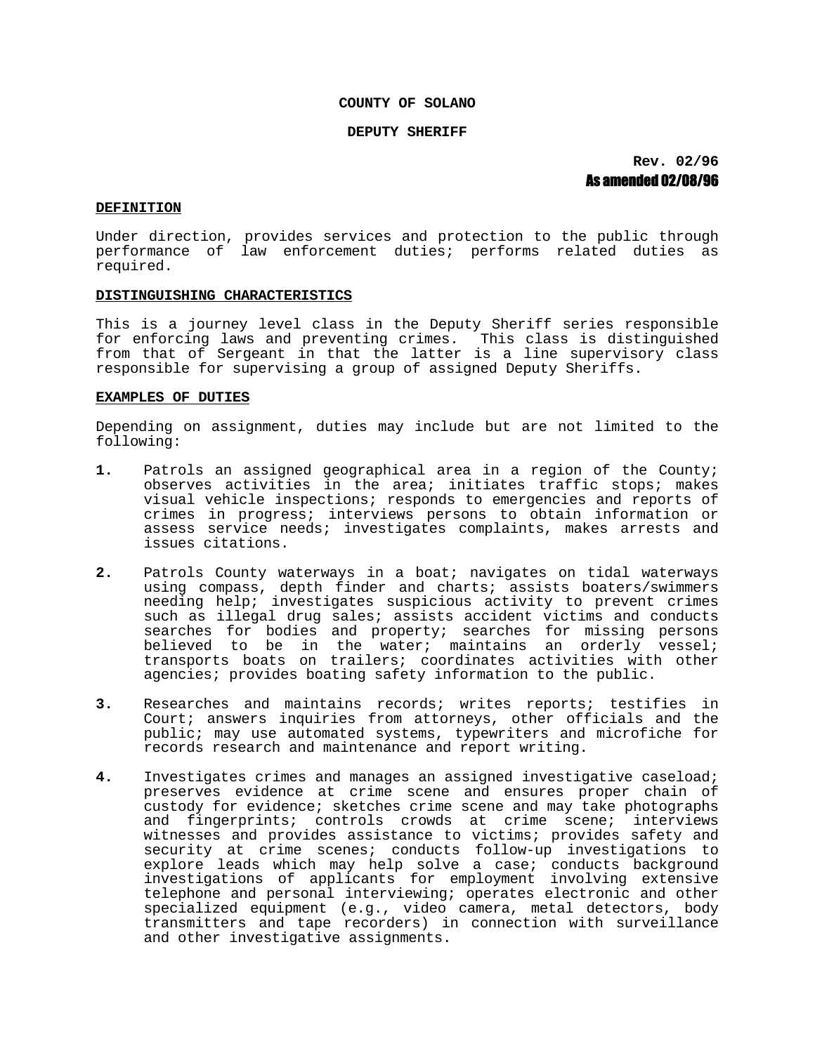**COUNTY OF SOLANO**

**DEPUTY SHERIFF**

**Rev. 02/96**
**As amended 02/08/96**

## DEFINITION

Under direction, provides services and protection to the public through performance of law enforcement duties; performs related duties as required.

## DISTINGUISHING CHARACTERISTICS

This is a journey level class in the Deputy Sheriff series responsible for enforcing laws and preventing crimes. This class is distinguished from that of Sergeant in that the latter is a line supervisory class responsible for supervising a group of assigned Deputy Sheriffs.

## EXAMPLES OF DUTIES

Depending on assignment, duties may include but are not limited to the following:

**1.** Patrols an assigned geographical area in a region of the County; observes activities in the area; initiates traffic stops; makes visual vehicle inspections; responds to emergencies and reports of crimes in progress; interviews persons to obtain information or assess service needs; investigates complaints, makes arrests and issues citations.

**2.** Patrols County waterways in a boat; navigates on tidal waterways using compass, depth finder and charts; assists boaters/swimmers needing help; investigates suspicious activity to prevent crimes such as illegal drug sales; assists accident victims and conducts searches for bodies and property; searches for missing persons believed to be in the water; maintains an orderly vessel; transports boats on trailers; coordinates activities with other agencies; provides boating safety information to the public.

**3.** Researches and maintains records; writes reports; testifies in Court; answers inquiries from attorneys, other officials and the public; may use automated systems, typewriters and microfiche for records research and maintenance and report writing.

**4.** Investigates crimes and manages an assigned investigative caseload; preserves evidence at crime scene and ensures proper chain of custody for evidence; sketches crime scene and may take photographs and fingerprints; controls crowds at crime scene; interviews witnesses and provides assistance to victims; provides safety and security at crime scenes; conducts follow-up investigations to explore leads which may help solve a case; conducts background investigations of applicants for employment involving extensive telephone and personal interviewing; operates electronic and other specialized equipment (e.g., video camera, metal detectors, body transmitters and tape recorders) in connection with surveillance and other investigative assignments.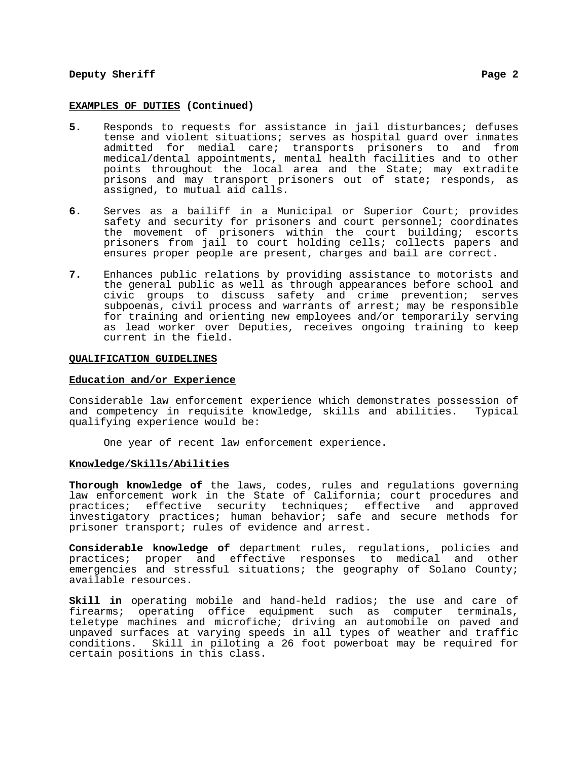**EXAMPLES OF DUTIES (Continued)**

5. Responds to requests for assistance in jail disturbances; defuses tense and violent situations; serves as hospital guard over inmates admitted for medial care; transports prisoners to and from medical/dental appointments, mental health facilities and to other points throughout the local area and the State; may extradite prisons and may transport prisoners out of state; responds, as assigned, to mutual aid calls.

6. Serves as a bailiff in a Municipal or Superior Court; provides safety and security for prisoners and court personnel; coordinates the movement of prisoners within the court building; escorts prisoners from jail to court holding cells; collects papers and ensures proper people are present, charges and bail are correct.

7. Enhances public relations by providing assistance to motorists and the general public as well as through appearances before school and civic groups to discuss safety and crime prevention; serves subpoenas, civil process and warrants of arrest; may be responsible for training and orienting new employees and/or temporarily serving as lead worker over Deputies, receives ongoing training to keep current in the field.

**QUALIFICATION GUIDELINES**

**Education and/or Experience**

Considerable law enforcement experience which demonstrates possession of and competency in requisite knowledge, skills and abilities. Typical qualifying experience would be:

One year of recent law enforcement experience.

**Knowledge/Skills/Abilities**

**Thorough knowledge of** the laws, codes, rules and regulations governing law enforcement work in the State of California; court procedures and practices; effective security techniques; effective and approved investigatory practices; human behavior; safe and secure methods for prisoner transport; rules of evidence and arrest.

**Considerable knowledge of** department rules, regulations, policies and practices; proper and effective responses to medical and other emergencies and stressful situations; the geography of Solano County; available resources.

**Skill in** operating mobile and hand-held radios; the use and care of firearms; operating office equipment such as computer terminals, teletype machines and microfiche; driving an automobile on paved and unpaved surfaces at varying speeds in all types of weather and traffic conditions. Skill in piloting a 26 foot powerboat may be required for certain positions in this class.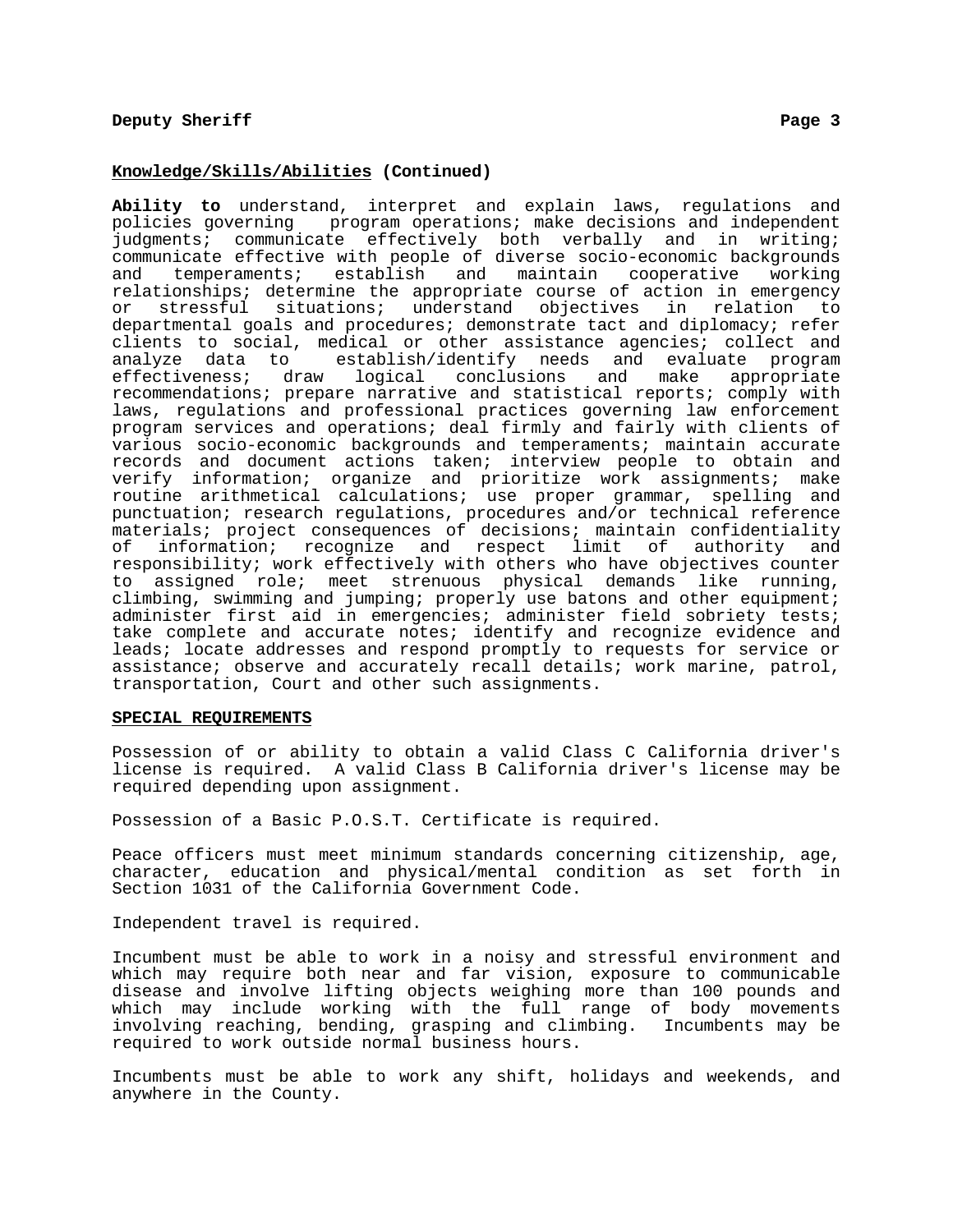**Knowledge/Skills/Abilities (Continued)**

**Ability to** understand, interpret and explain laws, regulations and policies governing program operations; make decisions and independent judgments; communicate effectively both verbally and in writing; communicate effective with people of diverse socio-economic backgrounds and temperaments; establish and maintain cooperative working relationships; determine the appropriate course of action in emergency or stressful situations; understand objectives in relation to departmental goals and procedures; demonstrate tact and diplomacy; refer clients to social, medical or other assistance agencies; collect and analyze data to establish/identify needs and evaluate program effectiveness; draw logical conclusions and make appropriate recommendations; prepare narrative and statistical reports; comply with laws, regulations and professional practices governing law enforcement program services and operations; deal firmly and fairly with clients of various socio-economic backgrounds and temperaments; maintain accurate records and document actions taken; interview people to obtain and verify information; organize and prioritize work assignments; make routine arithmetical calculations; use proper grammar, spelling and punctuation; research regulations, procedures and/or technical reference materials; project consequences of decisions; maintain confidentiality of information; recognize and respect limit of authority and responsibility; work effectively with others who have objectives counter to assigned role; meet strenuous physical demands like running, climbing, swimming and jumping; properly use batons and other equipment; administer first aid in emergencies; administer field sobriety tests; take complete and accurate notes; identify and recognize evidence and leads; locate addresses and respond promptly to requests for service or assistance; observe and accurately recall details; work marine, patrol, transportation, Court and other such assignments.

**SPECIAL REQUIREMENTS**

Possession of or ability to obtain a valid Class C California driver's license is required. A valid Class B California driver's license may be required depending upon assignment.

Possession of a Basic P.O.S.T. Certificate is required.

Peace officers must meet minimum standards concerning citizenship, age, character, education and physical/mental condition as set forth in Section 1031 of the California Government Code.

Independent travel is required.

Incumbent must be able to work in a noisy and stressful environment and which may require both near and far vision, exposure to communicable disease and involve lifting objects weighing more than 100 pounds and which may include working with the full range of body movements involving reaching, bending, grasping and climbing. Incumbents may be required to work outside normal business hours.

Incumbents must be able to work any shift, holidays and weekends, and anywhere in the County.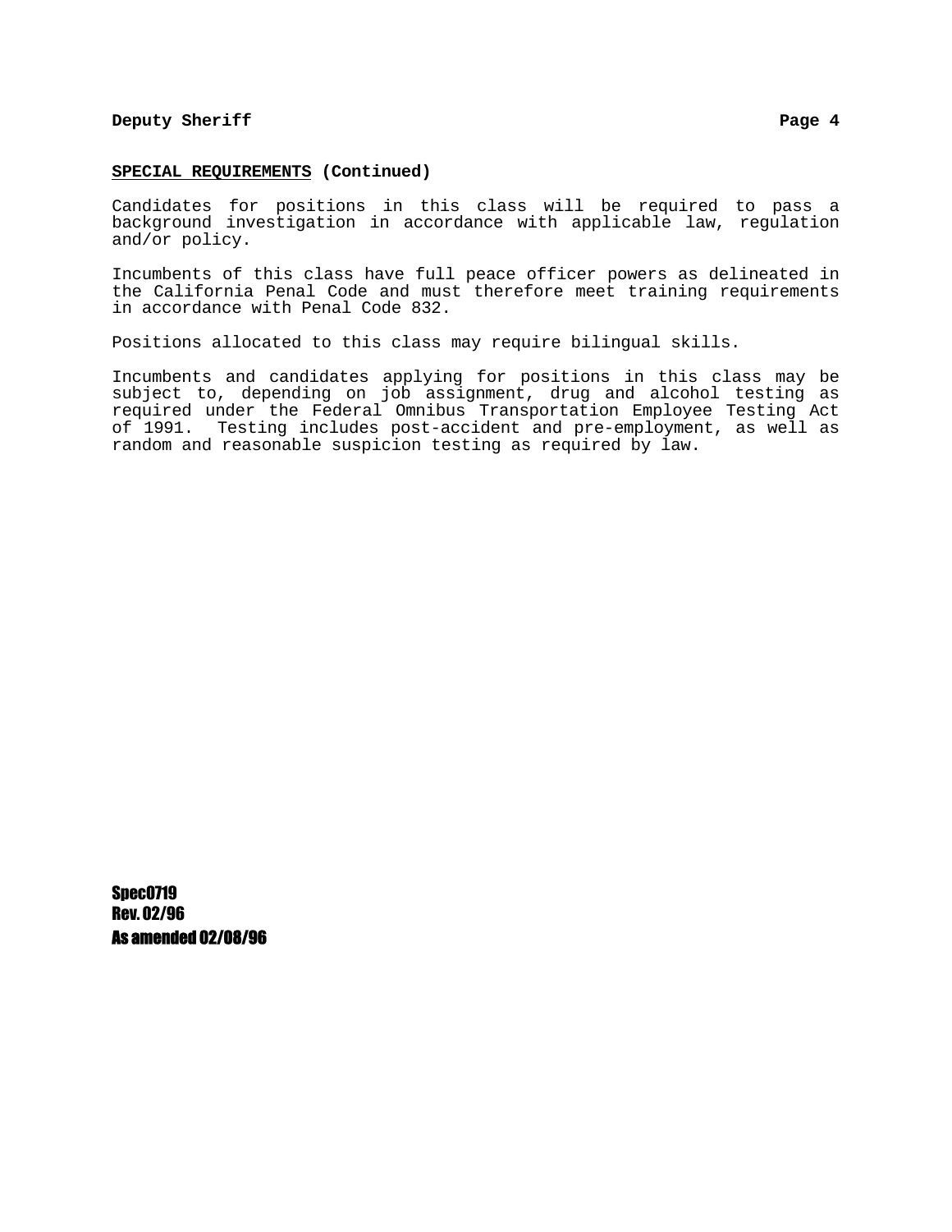**<u>SPECIAL REQUIREMENTS</u> (Continued)**

Candidates for positions in this class will be required to pass a background investigation in accordance with applicable law, regulation and/or policy.

Incumbents of this class have full peace officer powers as delineated in the California Penal Code and must therefore meet training requirements in accordance with Penal Code 832.

Positions allocated to this class may require bilingual skills.

Incumbents and candidates applying for positions in this class may be subject to, depending on job assignment, drug and alcohol testing as required under the Federal Omnibus Transportation Employee Testing Act of 1991. Testing includes post-accident and pre-employment, as well as random and reasonable suspicion testing as required by law.

**Spec0719**
**Rev. 02/96**
**As amended 02/08/96**